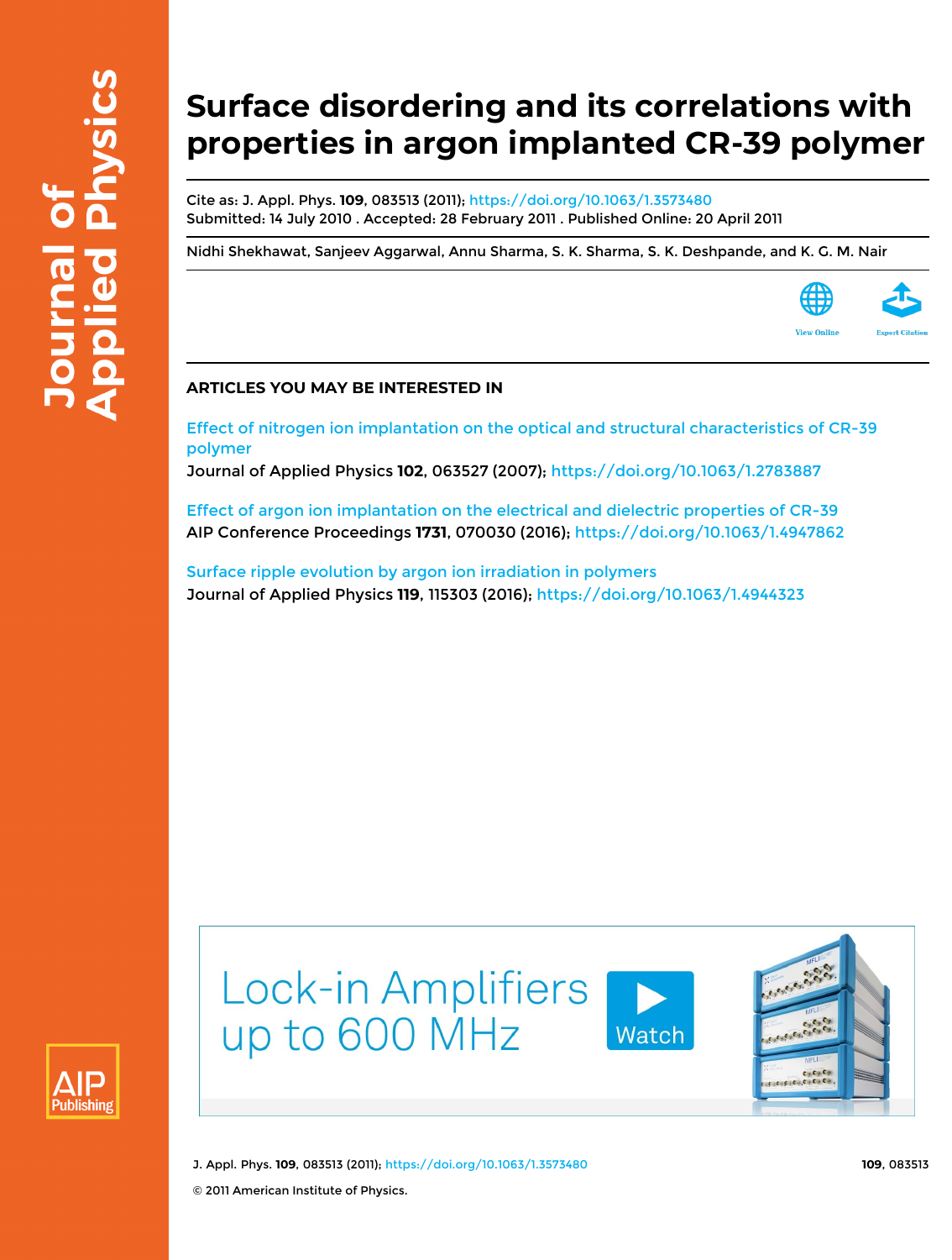# Surface disordering and its correlations with properties in argon implanted CR-39 polymer

Cite as: J. Appl. Phys. **109**, 083513 (2011); https://doi.org/10.1063/1.3573480
Submitted: 14 July 2010 . Accepted: 28 February 2011 . Published Online: 20 April 2011

Nidhi Shekhawat, Sanjeev Aggarwal, Annu Sharma, S. K. Sharma, S. K. Deshpande, and K. G. M. Nair

## ARTICLES YOU MAY BE INTERESTED IN

Effect of nitrogen ion implantation on the optical and structural characteristics of CR-39 polymer
Journal of Applied Physics **102**, 063527 (2007); https://doi.org/10.1063/1.2783887

Effect of argon ion implantation on the electrical and dielectric properties of CR-39
AIP Conference Proceedings **1731**, 070030 (2016); https://doi.org/10.1063/1.4947862

Surface ripple evolution by argon ion irradiation in polymers
Journal of Applied Physics **119**, 115303 (2016); https://doi.org/10.1063/1.4944323

© 2011 American Institute of Physics.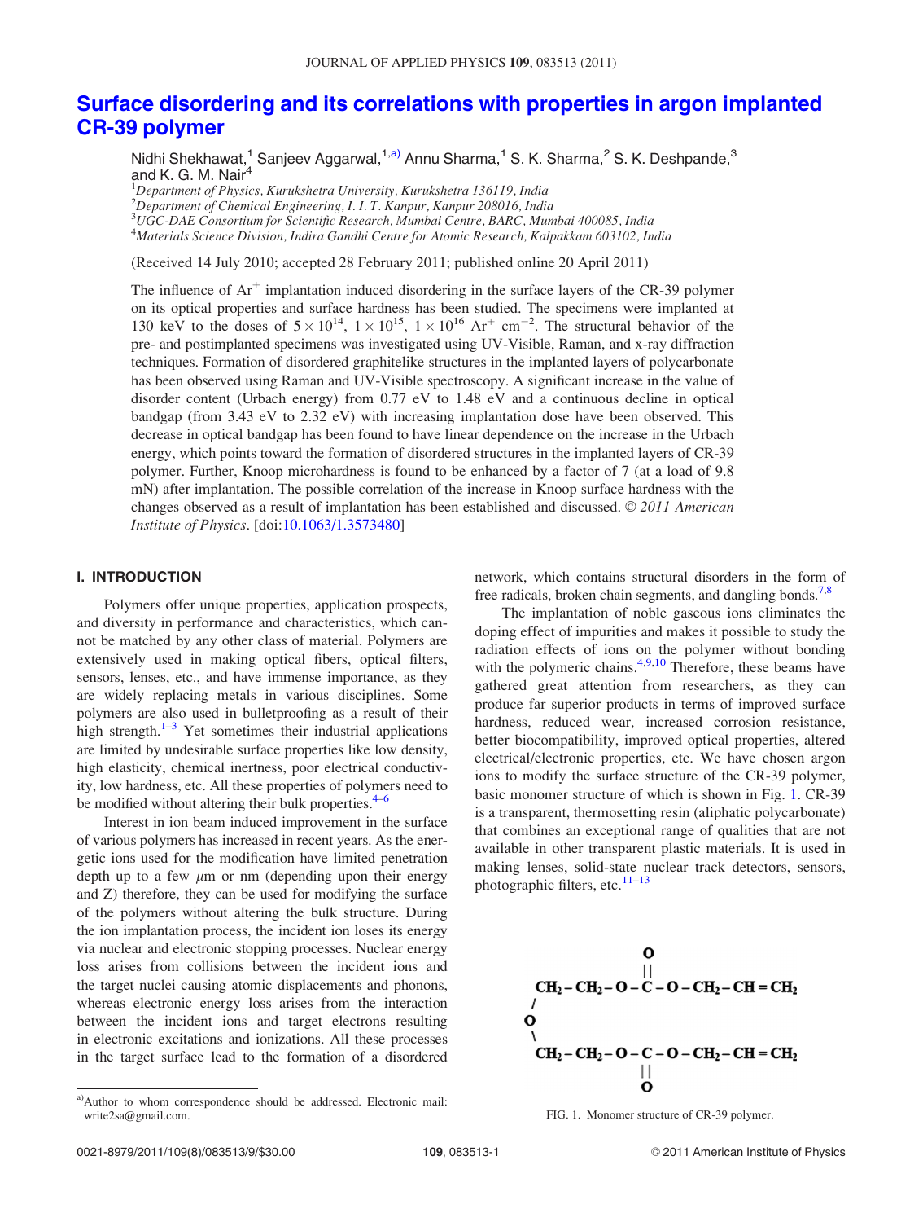# Surface disordering and its correlations with properties in argon implanted CR-39 polymer

Nidhi Shekhawat,[1] Sanjeev Aggarwal,[1,a)] Annu Sharma,[1] S. K. Sharma,[2] S. K. Deshpande,[3] and K. G. M. Nair[4]

[1]*Department of Physics, Kurukshetra University, Kurukshetra 136119, India*
[2]*Department of Chemical Engineering, I. I. T. Kanpur, Kanpur 208016, India*
[3]*UGC-DAE Consortium for Scientific Research, Mumbai Centre, BARC, Mumbai 400085, India*
[4]*Materials Science Division, Indira Gandhi Centre for Atomic Research, Kalpakkam 603102, India*

(Received 14 July 2010; accepted 28 February 2011; published online 20 April 2011)

The influence of $Ar^{+}$ implantation induced disordering in the surface layers of the CR-39 polymer on its optical properties and surface hardness has been studied. The specimens were implanted at 130 keV to the doses of $5 \times 10^{14}$, $1 \times 10^{15}$, $1 \times 10^{16}$ $Ar^{+}$ $cm^{-2}$. The structural behavior of the pre- and postimplanted specimens was investigated using UV-Visible, Raman, and x-ray diffraction techniques. Formation of disordered graphitelike structures in the implanted layers of polycarbonate has been observed using Raman and UV-Visible spectroscopy. A significant increase in the value of disorder content (Urbach energy) from 0.77 eV to 1.48 eV and a continuous decline in optical bandgap (from 3.43 eV to 2.32 eV) with increasing implantation dose have been observed. This decrease in optical bandgap has been found to have linear dependence on the increase in the Urbach energy, which points toward the formation of disordered structures in the implanted layers of CR-39 polymer. Further, Knoop microhardness is found to be enhanced by a factor of 7 (at a load of 9.8 mN) after implantation. The possible correlation of the increase in Knoop surface hardness with the changes observed as a result of implantation has been established and discussed. © *2011 American Institute of Physics*. [doi:10.1063/1.3573480]

## I. INTRODUCTION

Polymers offer unique properties, application prospects, and diversity in performance and characteristics, which cannot be matched by any other class of material. Polymers are extensively used in making optical fibers, optical filters, sensors, lenses, etc., and have immense importance, as they are widely replacing metals in various disciplines. Some polymers are also used in bulletproofing as a result of their high strength.[1–3] Yet sometimes their industrial applications are limited by undesirable surface properties like low density, high elasticity, chemical inertness, poor electrical conductivity, low hardness, etc. All these properties of polymers need to be modified without altering their bulk properties.[4–6]

Interest in ion beam induced improvement in the surface of various polymers has increased in recent years. As the energetic ions used for the modification have limited penetration depth up to a few $\mu$m or nm (depending upon their energy and Z) therefore, they can be used for modifying the surface of the polymers without altering the bulk structure. During the ion implantation process, the incident ion loses its energy via nuclear and electronic stopping processes. Nuclear energy loss arises from collisions between the incident ions and the target nuclei causing atomic displacements and phonons, whereas electronic energy loss arises from the interaction between the incident ions and target electrons resulting in electronic excitations and ionizations. All these processes in the target surface lead to the formation of a disordered network, which contains structural disorders in the form of free radicals, broken chain segments, and dangling bonds.[7,8]

The implantation of noble gaseous ions eliminates the doping effect of impurities and makes it possible to study the radiation effects of ions on the polymer without bonding with the polymeric chains.[4,9,10] Therefore, these beams have gathered great attention from researchers, as they can produce far superior products in terms of improved surface hardness, reduced wear, increased corrosion resistance, better biocompatibility, improved optical properties, altered electrical/electronic properties, etc. We have chosen argon ions to modify the surface structure of the CR-39 polymer, basic monomer structure of which is shown in Fig. 1. CR-39 is a transparent, thermosetting resin (aliphatic polycarbonate) that combines an exceptional range of qualities that are not available in other transparent plastic materials. It is used in making lenses, solid-state nuclear track detectors, sensors, photographic filters, etc.[11–13]

```
                              O
                              ||
CH2 – CH2 – O – C – O – CH2 – CH = CH2
 /
O
 \
CH2 – CH2 – O – C – O – CH2 – CH = CH2
                              ||
                              O
```

FIG. 1. Monomer structure of CR-39 polymer.

a)Author to whom correspondence should be addressed. Electronic mail: write2sa@gmail.com.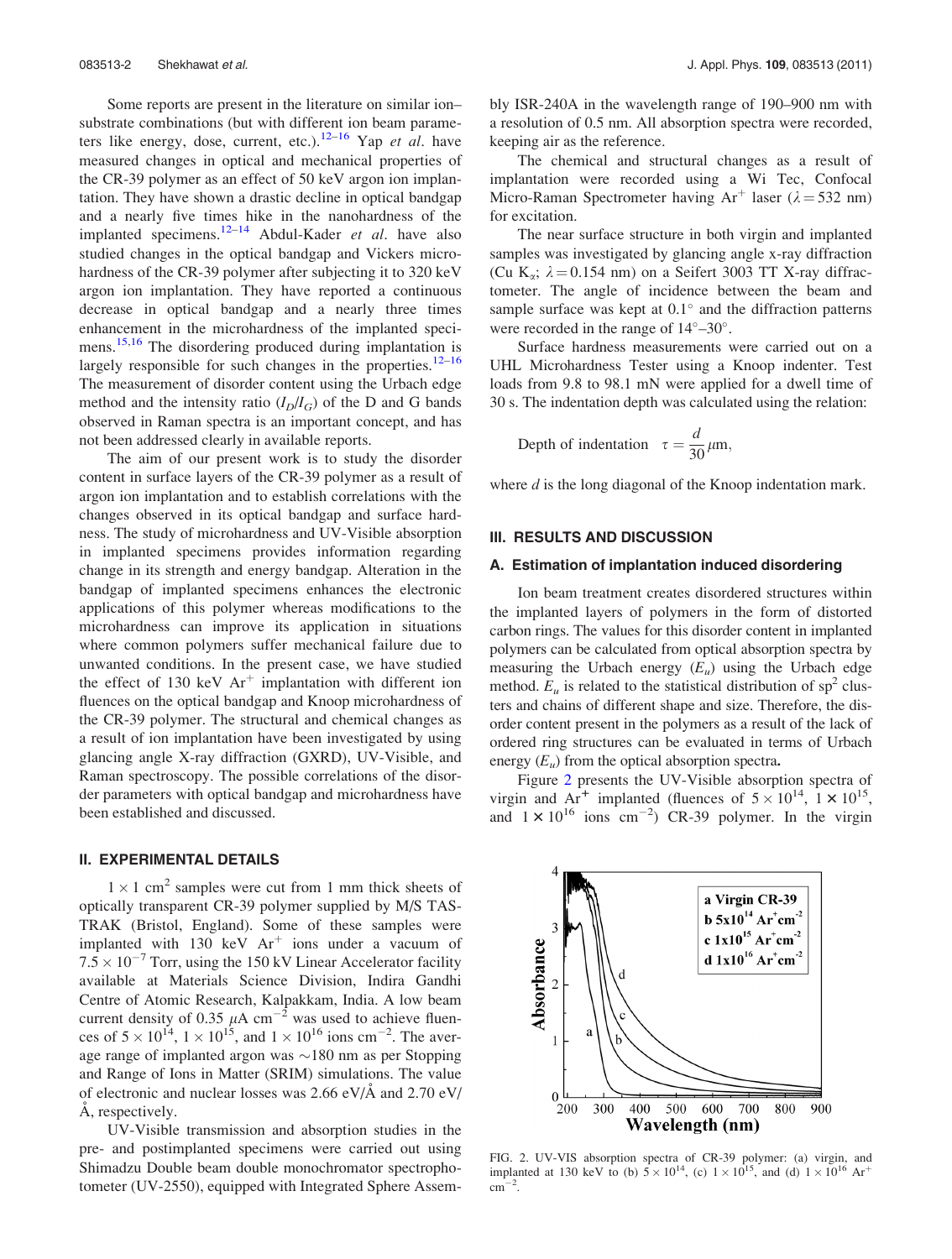Some reports are present in the literature on similar ion–substrate combinations (but with different ion beam parameters like energy, dose, current, etc.).[12–16] Yap *et al*. have measured changes in optical and mechanical properties of the CR-39 polymer as an effect of 50 keV argon ion implantation. They have shown a drastic decline in optical bandgap and a nearly five times hike in the nanohardness of the implanted specimens.[12–14] Abdul-Kader *et al*. have also studied changes in the optical bandgap and Vickers microhardness of the CR-39 polymer after subjecting it to 320 keV argon ion implantation. They have reported a continuous decrease in optical bandgap and a nearly three times enhancement in the microhardness of the implanted specimens.[15,16] The disordering produced during implantation is largely responsible for such changes in the properties.[12–16] The measurement of disorder content using the Urbach edge method and the intensity ratio ($I_D/I_G$) of the D and G bands observed in Raman spectra is an important concept, and has not been addressed clearly in available reports.

The aim of our present work is to study the disorder content in surface layers of the CR-39 polymer as a result of argon ion implantation and to establish correlations with the changes observed in its optical bandgap and surface hardness. The study of microhardness and UV-Visible absorption in implanted specimens provides information regarding change in its strength and energy bandgap. Alteration in the bandgap of implanted specimens enhances the electronic applications of this polymer whereas modifications to the microhardness can improve its application in situations where common polymers suffer mechanical failure due to unwanted conditions. In the present case, we have studied the effect of 130 keV $Ar^+$ implantation with different ion fluences on the optical bandgap and Knoop microhardness of the CR-39 polymer. The structural and chemical changes as a result of ion implantation have been investigated by using glancing angle X-ray diffraction (GXRD), UV-Visible, and Raman spectroscopy. The possible correlations of the disorder parameters with optical bandgap and microhardness have been established and discussed.

## II. EXPERIMENTAL DETAILS

$1 \times 1$ cm$^2$ samples were cut from 1 mm thick sheets of optically transparent CR-39 polymer supplied by M/S TASTRAK (Bristol, England). Some of these samples were implanted with 130 keV $Ar^+$ ions under a vacuum of $7.5 \times 10^{-7}$ Torr, using the 150 kV Linear Accelerator facility available at Materials Science Division, Indira Gandhi Centre of Atomic Research, Kalpakkam, India. A low beam current density of 0.35 $\mu$A cm$^{-2}$ was used to achieve fluences of $5 \times 10^{14}$, $1 \times 10^{15}$, and $1 \times 10^{16}$ ions cm$^{-2}$. The average range of implanted argon was ~180 nm as per Stopping and Range of Ions in Matter (SRIM) simulations. The value of electronic and nuclear losses was 2.66 eV/Å and 2.70 eV/Å, respectively.

UV-Visible transmission and absorption studies in the pre- and postimplanted specimens were carried out using Shimadzu Double beam double monochromator spectrophotometer (UV-2550), equipped with Integrated Sphere Assembly ISR-240A in the wavelength range of 190–900 nm with a resolution of 0.5 nm. All absorption spectra were recorded, keeping air as the reference.

The chemical and structural changes as a result of implantation were recorded using a Wi Tec, Confocal Micro-Raman Spectrometer having $Ar^+$ laser ($\lambda = 532$ nm) for excitation.

The near surface structure in both virgin and implanted samples was investigated by glancing angle x-ray diffraction (Cu $K_\alpha$; $\lambda = 0.154$ nm) on a Seifert 3003 TT X-ray diffractometer. The angle of incidence between the beam and sample surface was kept at 0.1° and the diffraction patterns were recorded in the range of 14°–30°.

Surface hardness measurements were carried out on a UHL Microhardness Tester using a Knoop indenter. Test loads from 9.8 to 98.1 mN were applied for a dwell time of 30 s. The indentation depth was calculated using the relation:

$$\text{Depth of indentation} \quad \tau = \frac{d}{30}\,\mu\text{m},$$

where $d$ is the long diagonal of the Knoop indentation mark.

## III. RESULTS AND DISCUSSION

### A. Estimation of implantation induced disordering

Ion beam treatment creates disordered structures within the implanted layers of polymers in the form of distorted carbon rings. The values for this disorder content in implanted polymers can be calculated from optical absorption spectra by measuring the Urbach energy ($E_u$) using the Urbach edge method. $E_u$ is related to the statistical distribution of sp$^2$ clusters and chains of different shape and size. Therefore, the disorder content present in the polymers as a result of the lack of ordered ring structures can be evaluated in terms of Urbach energy ($E_u$) from the optical absorption spectra.

Figure 2 presents the UV-Visible absorption spectra of virgin and $Ar^+$ implanted (fluences of $5 \times 10^{14}$, $1 \times 10^{15}$, and $1 \times 10^{16}$ ions cm$^{-2}$) CR-39 polymer. In the virgin

FIG. 2. UV-VIS absorption spectra of CR-39 polymer: (a) virgin, and implanted at 130 keV to (b) $5 \times 10^{14}$, (c) $1 \times 10^{15}$, and (d) $1 \times 10^{16}$ $Ar^+$ cm$^{-2}$.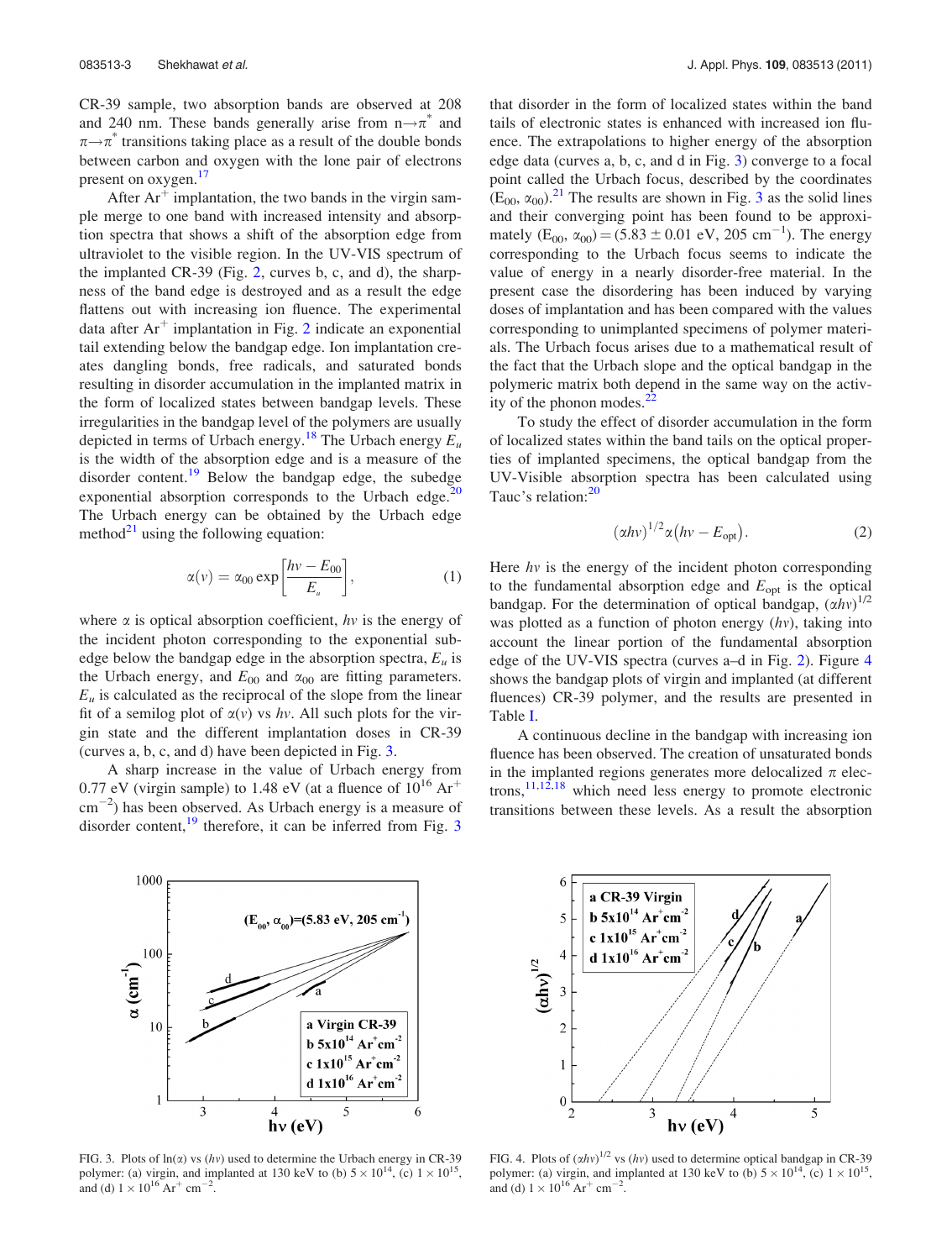CR-39 sample, two absorption bands are observed at 208 and 240 nm. These bands generally arise from $n \rightarrow \pi^*$ and $\pi \rightarrow \pi^*$ transitions taking place as a result of the double bonds between carbon and oxygen with the lone pair of electrons present on oxygen.[17]

After $Ar^+$ implantation, the two bands in the virgin sample merge to one band with increased intensity and absorption spectra that shows a shift of the absorption edge from ultraviolet to the visible region. In the UV-VIS spectrum of the implanted CR-39 (Fig. 2, curves b, c, and d), the sharpness of the band edge is destroyed and as a result the edge flattens out with increasing ion fluence. The experimental data after $Ar^+$ implantation in Fig. 2 indicate an exponential tail extending below the bandgap edge. Ion implantation creates dangling bonds, free radicals, and saturated bonds resulting in disorder accumulation in the implanted matrix in the form of localized states between bandgap levels. These irregularities in the bandgap level of the polymers are usually depicted in terms of Urbach energy.[18] The Urbach energy $E_u$ is the width of the absorption edge and is a measure of the disorder content.[19] Below the bandgap edge, the subedge exponential absorption corresponds to the Urbach edge.[20] The Urbach energy can be obtained by the Urbach edge method[21] using the following equation:

$$\alpha(v) = \alpha_{00} \exp\left[\frac{hv - E_{00}}{E_u}\right], \tag{1}$$

where $\alpha$ is optical absorption coefficient, $hv$ is the energy of the incident photon corresponding to the exponential subedge below the bandgap edge in the absorption spectra, $E_u$ is the Urbach energy, and $E_{00}$ and $\alpha_{00}$ are fitting parameters. $E_u$ is calculated as the reciprocal of the slope from the linear fit of a semilog plot of $\alpha(v)$ vs $hv$. All such plots for the virgin state and the different implantation doses in CR-39 (curves a, b, c, and d) have been depicted in Fig. 3.

A sharp increase in the value of Urbach energy from 0.77 eV (virgin sample) to 1.48 eV (at a fluence of $10^{16}$ $Ar^+$ $cm^{-2}$) has been observed. As Urbach energy is a measure of disorder content,[19] therefore, it can be inferred from Fig. 3 that disorder in the form of localized states within the band tails of electronic states is enhanced with increased ion fluence. The extrapolations to higher energy of the absorption edge data (curves a, b, c, and d in Fig. 3) converge to a focal point called the Urbach focus, described by the coordinates $(E_{00}, \alpha_{00})$.[21] The results are shown in Fig. 3 as the solid lines and their converging point has been found to be approximately $(E_{00}, \alpha_{00}) = (5.83 \pm 0.01$ eV, 205 $cm^{-1})$. The energy corresponding to the Urbach focus seems to indicate the value of energy in a nearly disorder-free material. In the present case the disordering has been induced by varying doses of implantation and has been compared with the values corresponding to unimplanted specimens of polymer materials. The Urbach focus arises due to a mathematical result of the fact that the Urbach slope and the optical bandgap in the polymeric matrix both depend in the same way on the activity of the phonon modes.[22]

To study the effect of disorder accumulation in the form of localized states within the band tails on the optical properties of implanted specimens, the optical bandgap from the UV-Visible absorption spectra has been calculated using Tauc's relation:[20]

$$(\alpha hv)^{1/2} \alpha \left(hv - E_{\text{opt}}\right). \tag{2}$$

Here $hv$ is the energy of the incident photon corresponding to the fundamental absorption edge and $E_{\text{opt}}$ is the optical bandgap. For the determination of optical bandgap, $(\alpha hv)^{1/2}$ was plotted as a function of photon energy $(hv)$, taking into account the linear portion of the fundamental absorption edge of the UV-VIS spectra (curves a–d in Fig. 2). Figure 4 shows the bandgap plots of virgin and implanted (at different fluences) CR-39 polymer, and the results are presented in Table I.

A continuous decline in the bandgap with increasing ion fluence has been observed. The creation of unsaturated bonds in the implanted regions generates more delocalized $\pi$ electrons,[11,12,18] which need less energy to promote electronic transitions between these levels. As a result the absorption

FIG. 3. Plots of $\ln(\alpha)$ vs $(hv)$ used to determine the Urbach energy in CR-39 polymer: (a) virgin, and implanted at 130 keV to (b) $5 \times 10^{14}$, (c) $1 \times 10^{15}$, and (d) $1 \times 10^{16}$ $Ar^+$ $cm^{-2}$.

FIG. 4. Plots of $(\alpha hv)^{1/2}$ vs $(hv)$ used to determine optical bandgap in CR-39 polymer: (a) virgin, and implanted at 130 keV to (b) $5 \times 10^{14}$, (c) $1 \times 10^{15}$, and (d) $1 \times 10^{16}$ $Ar^+$ $cm^{-2}$.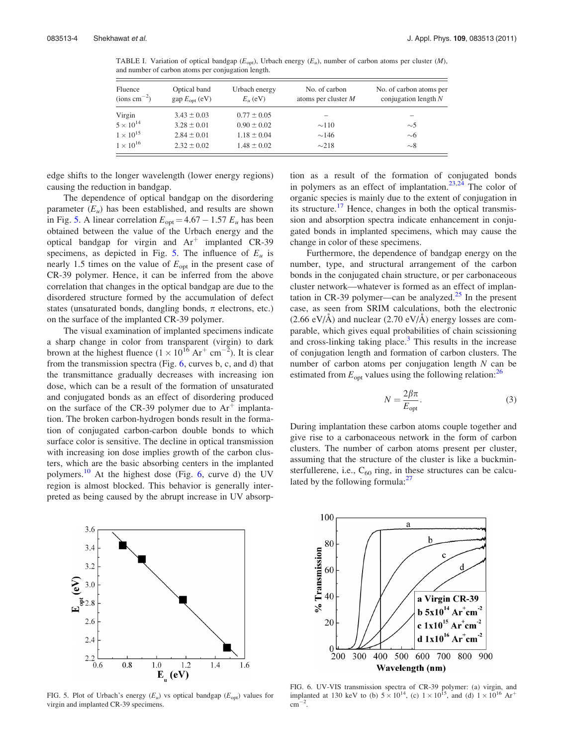TABLE I. Variation of optical bandgap ($E_{opt}$), Urbach energy ($E_u$), number of carbon atoms per cluster ($M$), and number of carbon atoms per conjugation length.

| Fluence (ions $cm^{-2}$) | Optical band gap $E_{opt}$ (eV) | Urbach energy $E_u$ (eV) | No. of carbon atoms per cluster $M$ | No. of carbon atoms per conjugation length $N$ |
|---|---|---|---|---|
| Virgin | $3.43 \pm 0.03$ | $0.77 \pm 0.05$ | – | – |
| $5 \times 10^{14}$ | $3.28 \pm 0.01$ | $0.90 \pm 0.02$ | ~110 | ~5 |
| $1 \times 10^{15}$ | $2.84 \pm 0.01$ | $1.18 \pm 0.04$ | ~146 | ~6 |
| $1 \times 10^{16}$ | $2.32 \pm 0.02$ | $1.48 \pm 0.02$ | ~218 | ~8 |

edge shifts to the longer wavelength (lower energy regions) causing the reduction in bandgap.

The dependence of optical bandgap on the disordering parameter ($E_u$) has been established, and results are shown in Fig. 5. A linear correlation $E_{opt} = 4.67 - 1.57\ E_u$ has been obtained between the value of the Urbach energy and the optical bandgap for virgin and $Ar^+$ implanted CR-39 specimens, as depicted in Fig. 5. The influence of $E_u$ is nearly 1.5 times on the value of $E_{opt}$ in the present case of CR-39 polymer. Hence, it can be inferred from the above correlation that changes in the optical bandgap are due to the disordered structure formed by the accumulation of defect states (unsaturated bonds, dangling bonds, $\pi$ electrons, etc.) on the surface of the implanted CR-39 polymer.

The visual examination of implanted specimens indicate a sharp change in color from transparent (virgin) to dark brown at the highest fluence ($1 \times 10^{16}$ $Ar^+$ $cm^{-2}$). It is clear from the transmission spectra (Fig. 6, curves b, c, and d) that the transmittance gradually decreases with increasing ion dose, which can be a result of the formation of unsaturated and conjugated bonds as an effect of disordering produced on the surface of the CR-39 polymer due to $Ar^+$ implantation. The broken carbon-hydrogen bonds result in the formation of conjugated carbon-carbon double bonds to which surface color is sensitive. The decline in optical transmission with increasing ion dose implies growth of the carbon clusters, which are the basic absorbing centers in the implanted polymers.[10] At the highest dose (Fig. 6, curve d) the UV region is almost blocked. This behavior is generally interpreted as being caused by the abrupt increase in UV absorption as a result of the formation of conjugated bonds in polymers as an effect of implantation.[23,24] The color of organic species is mainly due to the extent of conjugation in its structure.[17] Hence, changes in both the optical transmission and absorption spectra indicate enhancement in conjugated bonds in implanted specimens, which may cause the change in color of these specimens.

Furthermore, the dependence of bandgap energy on the number, type, and structural arrangement of the carbon bonds in the conjugated chain structure, or per carbonaceous cluster network—whatever is formed as an effect of implantation in CR-39 polymer—can be analyzed.[25] In the present case, as seen from SRIM calculations, both the electronic (2.66 eV/Å) and nuclear (2.70 eV/Å) energy losses are comparable, which gives equal probabilities of chain scissioning and cross-linking taking place.[3] This results in the increase of conjugation length and formation of carbon clusters. The number of carbon atoms per conjugation length $N$ can be estimated from $E_{opt}$ values using the following relation:[26]

$$N = \frac{2\beta\pi}{E_{opt}}. \tag{3}$$

During implantation these carbon atoms couple together and give rise to a carbonaceous network in the form of carbon clusters. The number of carbon atoms present per cluster, assuming that the structure of the cluster is like a buckminsterfullerene, i.e., $C_{60}$ ring, in these structures can be calculated by the following formula:[27]

FIG. 5. Plot of Urbach's energy ($E_u$) vs optical bandgap ($E_{opt}$) values for virgin and implanted CR-39 specimens.

FIG. 6. UV-VIS transmission spectra of CR-39 polymer: (a) virgin, and implanted at 130 keV to (b) $5 \times 10^{14}$, (c) $1 \times 10^{15}$, and (d) $1 \times 10^{16}$ $Ar^+$ $cm^{-2}$.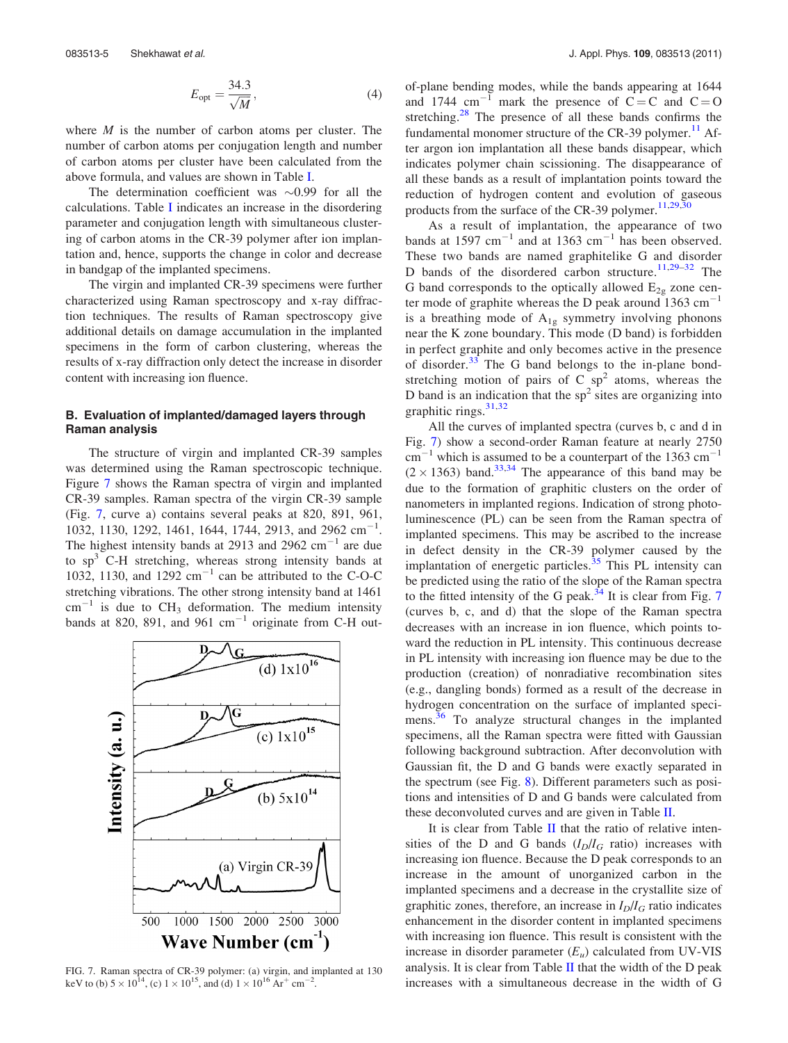$$E_{\text{opt}} = \frac{34.3}{\sqrt{M}}, \quad (4)$$

where $M$ is the number of carbon atoms per cluster. The number of carbon atoms per conjugation length and number of carbon atoms per cluster have been calculated from the above formula, and values are shown in Table I.

The determination coefficient was ~0.99 for all the calculations. Table I indicates an increase in the disordering parameter and conjugation length with simultaneous clustering of carbon atoms in the CR-39 polymer after ion implantation and, hence, supports the change in color and decrease in bandgap of the implanted specimens.

The virgin and implanted CR-39 specimens were further characterized using Raman spectroscopy and x-ray diffraction techniques. The results of Raman spectroscopy give additional details on damage accumulation in the implanted specimens in the form of carbon clustering, whereas the results of x-ray diffraction only detect the increase in disorder content with increasing ion fluence.

### B. Evaluation of implanted/damaged layers through Raman analysis

The structure of virgin and implanted CR-39 samples was determined using the Raman spectroscopic technique. Figure 7 shows the Raman spectra of virgin and implanted CR-39 samples. Raman spectra of the virgin CR-39 sample (Fig. 7, curve a) contains several peaks at 820, 891, 961, 1032, 1130, 1292, 1461, 1644, 1744, 2913, and 2962 $\text{cm}^{-1}$. The highest intensity bands at 2913 and 2962 $\text{cm}^{-1}$ are due to $sp^3$ C-H stretching, whereas strong intensity bands at 1032, 1130, and 1292 $\text{cm}^{-1}$ can be attributed to the C-O-C stretching vibrations. The other strong intensity band at 1461 $\text{cm}^{-1}$ is due to $CH_3$ deformation. The medium intensity bands at 820, 891, and 961 $\text{cm}^{-1}$ originate from C-H out-of-plane bending modes, while the bands appearing at 1644 and 1744 $\text{cm}^{-1}$ mark the presence of C=C and C=O stretching.[28] The presence of all these bands confirms the fundamental monomer structure of the CR-39 polymer.[11] After argon ion implantation all these bands disappear, which indicates polymer chain scissioning. The disappearance of all these bands as a result of implantation points toward the reduction of hydrogen content and evolution of gaseous products from the surface of the CR-39 polymer.[11,29,30]

FIG. 7. Raman spectra of CR-39 polymer: (a) virgin, and implanted at 130 keV to (b) $5 \times 10^{14}$, (c) $1 \times 10^{15}$, and (d) $1 \times 10^{16}$ $Ar^+$ $\text{cm}^{-2}$.

As a result of implantation, the appearance of two bands at 1597 $\text{cm}^{-1}$ and at 1363 $\text{cm}^{-1}$ has been observed. These two bands are named graphitelike G and disorder D bands of the disordered carbon structure.[11,29–32] The G band corresponds to the optically allowed $E_{2g}$ zone center mode of graphite whereas the D peak around 1363 $\text{cm}^{-1}$ is a breathing mode of $A_{1g}$ symmetry involving phonons near the K zone boundary. This mode (D band) is forbidden in perfect graphite and only becomes active in the presence of disorder.[33] The G band belongs to the in-plane bond-stretching motion of pairs of C $sp^2$ atoms, whereas the D band is an indication that the $sp^2$ sites are organizing into graphitic rings.[31,32]

All the curves of implanted spectra (curves b, c and d in Fig. 7) show a second-order Raman feature at nearly 2750 $\text{cm}^{-1}$ which is assumed to be a counterpart of the 1363 $\text{cm}^{-1}$ ($2 \times 1363$) band.[33,34] The appearance of this band may be due to the formation of graphitic clusters on the order of nanometers in implanted regions. Indication of strong photoluminescence (PL) can be seen from the Raman spectra of implanted specimens. This may be ascribed to the increase in defect density in the CR-39 polymer caused by the implantation of energetic particles.[35] This PL intensity can be predicted using the ratio of the slope of the Raman spectra to the fitted intensity of the G peak.[34] It is clear from Fig. 7 (curves b, c, and d) that the slope of the Raman spectra decreases with an increase in ion fluence, which points toward the reduction in PL intensity. This continuous decrease in PL intensity with increasing ion fluence may be due to the production (creation) of nonradiative recombination sites (e.g., dangling bonds) formed as a result of the decrease in hydrogen concentration on the surface of implanted specimens.[36] To analyze structural changes in the implanted specimens, all the Raman spectra were fitted with Gaussian following background subtraction. After deconvolution with Gaussian fit, the D and G bands were exactly separated in the spectrum (see Fig. 8). Different parameters such as positions and intensities of D and G bands were calculated from these deconvoluted curves and are given in Table II.

It is clear from Table II that the ratio of relative intensities of the D and G bands ($I_D/I_G$ ratio) increases with increasing ion fluence. Because the D peak corresponds to an increase in the amount of unorganized carbon in the implanted specimens and a decrease in the crystallite size of graphitic zones, therefore, an increase in $I_D/I_G$ ratio indicates enhancement in the disorder content in implanted specimens with increasing ion fluence. This result is consistent with the increase in disorder parameter ($E_u$) calculated from UV-VIS analysis. It is clear from Table II that the width of the D peak increases with a simultaneous decrease in the width of G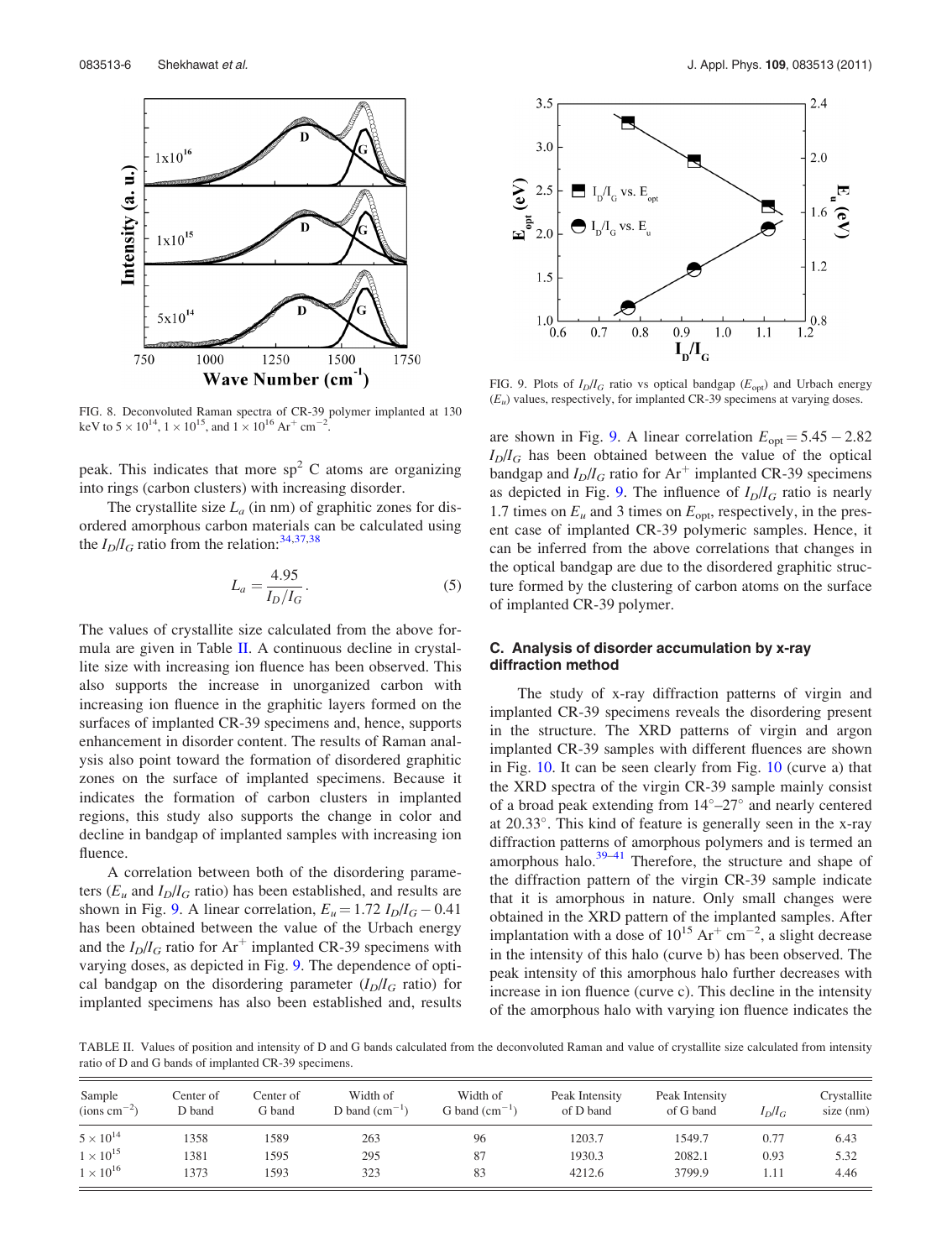FIG. 8. Deconvoluted Raman spectra of CR-39 polymer implanted at 130 keV to $5 \times 10^{14}$, $1 \times 10^{15}$, and $1 \times 10^{16}$ $Ar^+$ cm$^{-2}$.

peak. This indicates that more $sp^2$ C atoms are organizing into rings (carbon clusters) with increasing disorder.

The crystallite size $L_a$ (in nm) of graphitic zones for disordered amorphous carbon materials can be calculated using the $I_D/I_G$ ratio from the relation:[34,37,38]

$$L_a = \frac{4.95}{I_D/I_G}. \tag{5}$$

The values of crystallite size calculated from the above formula are given in Table II. A continuous decline in crystallite size with increasing ion fluence has been observed. This also supports the increase in unorganized carbon with increasing ion fluence in the graphitic layers formed on the surfaces of implanted CR-39 specimens and, hence, supports enhancement in disorder content. The results of Raman analysis also point toward the formation of disordered graphitic zones on the surface of implanted specimens. Because it indicates the formation of carbon clusters in implanted regions, this study also supports the change in color and decline in bandgap of implanted samples with increasing ion fluence.

A correlation between both of the disordering parameters ($E_u$ and $I_D/I_G$ ratio) has been established, and results are shown in Fig. 9. A linear correlation, $E_u = 1.72\ I_D/I_G - 0.41$ has been obtained between the value of the Urbach energy and the $I_D/I_G$ ratio for $Ar^+$ implanted CR-39 specimens with varying doses, as depicted in Fig. 9. The dependence of optical bandgap on the disordering parameter ($I_D/I_G$ ratio) for implanted specimens has also been established and, results are shown in Fig. 9. A linear correlation $E_{opt} = 5.45 - 2.82\ I_D/I_G$ has been obtained between the value of the optical bandgap and $I_D/I_G$ ratio for $Ar^+$ implanted CR-39 specimens as depicted in Fig. 9. The influence of $I_D/I_G$ ratio is nearly 1.7 times on $E_u$ and 3 times on $E_{opt}$, respectively, in the present case of implanted CR-39 polymeric samples. Hence, it can be inferred from the above correlations that changes in the optical bandgap are due to the disordered graphitic structure formed by the clustering of carbon atoms on the surface of implanted CR-39 polymer.

FIG. 9. Plots of $I_D/I_G$ ratio vs optical bandgap ($E_{opt}$) and Urbach energy ($E_u$) values, respectively, for implanted CR-39 specimens at varying doses.

### C. Analysis of disorder accumulation by x-ray diffraction method

The study of x-ray diffraction patterns of virgin and implanted CR-39 specimens reveals the disordering present in the structure. The XRD patterns of virgin and argon implanted CR-39 samples with different fluences are shown in Fig. 10. It can be seen clearly from Fig. 10 (curve a) that the XRD spectra of the virgin CR-39 sample mainly consist of a broad peak extending from 14°–27° and nearly centered at 20.33°. This kind of feature is generally seen in the x-ray diffraction patterns of amorphous polymers and is termed an amorphous halo.[39–41] Therefore, the structure and shape of the diffraction pattern of the virgin CR-39 sample indicate that it is amorphous in nature. Only small changes were obtained in the XRD pattern of the implanted samples. After implantation with a dose of $10^{15}$ $Ar^+$ cm$^{-2}$, a slight decrease in the intensity of this halo (curve b) has been observed. The peak intensity of this amorphous halo further decreases with increase in ion fluence (curve c). This decline in the intensity of the amorphous halo with varying ion fluence indicates the

TABLE II. Values of position and intensity of D and G bands calculated from the deconvoluted Raman and value of crystallite size calculated from intensity ratio of D and G bands of implanted CR-39 specimens.

| Sample (ions cm$^{-2}$) | Center of D band | Center of G band | Width of D band (cm$^{-1}$) | Width of G band (cm$^{-1}$) | Peak Intensity of D band | Peak Intensity of G band | $I_D/I_G$ | Crystallite size (nm) |
|---|---|---|---|---|---|---|---|---|
| $5 \times 10^{14}$ | 1358 | 1589 | 263 | 96 | 1203.7 | 1549.7 | 0.77 | 6.43 |
| $1 \times 10^{15}$ | 1381 | 1595 | 295 | 87 | 1930.3 | 2082.1 | 0.93 | 5.32 |
| $1 \times 10^{16}$ | 1373 | 1593 | 323 | 83 | 4212.6 | 3799.9 | 1.11 | 4.46 |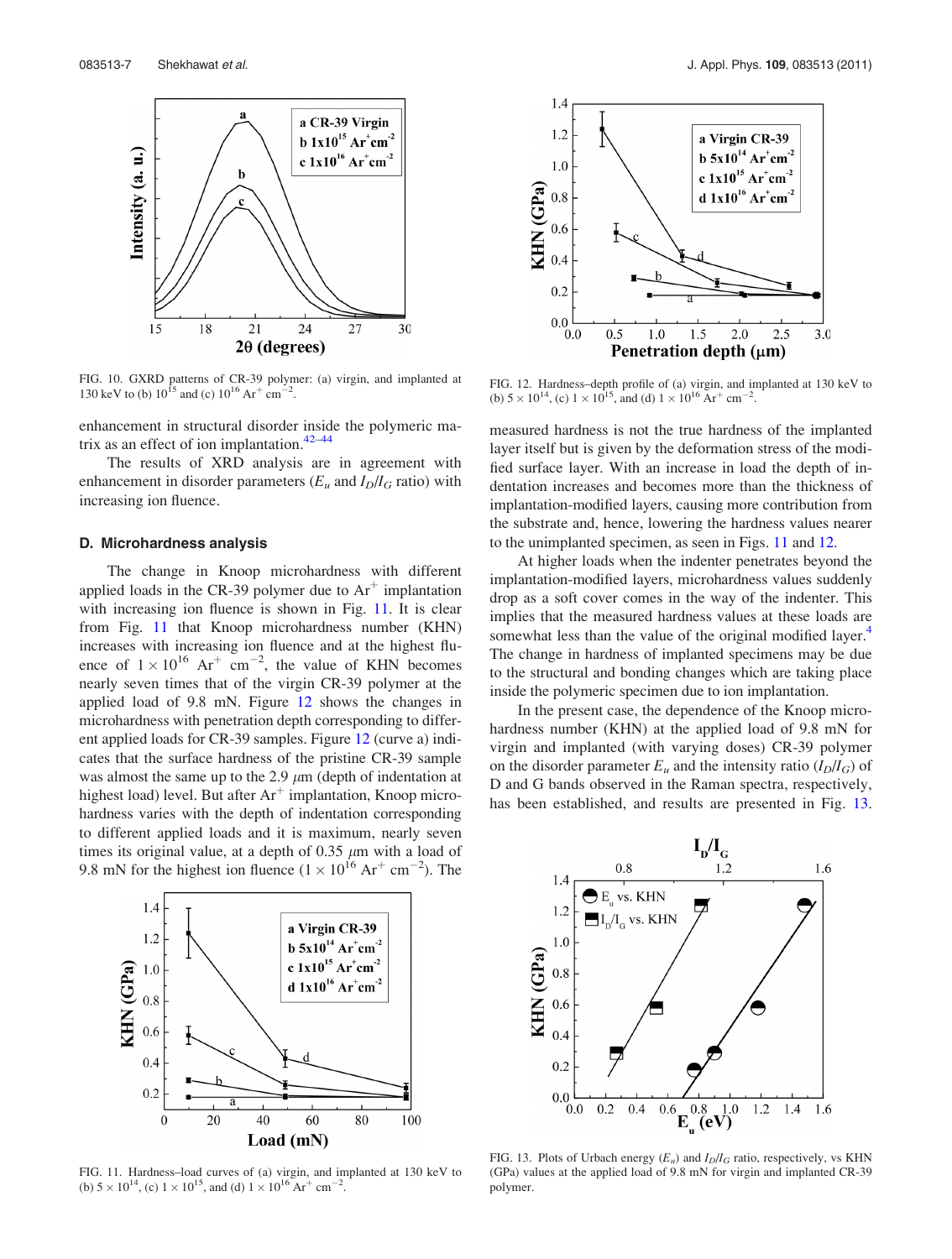FIG. 10. GXRD patterns of CR-39 polymer: (a) virgin, and implanted at 130 keV to (b) $10^{15}$ and (c) $10^{16}$ $Ar^{+}$ $cm^{-2}$.

enhancement in structural disorder inside the polymeric matrix as an effect of ion implantation.[42–44]

The results of XRD analysis are in agreement with enhancement in disorder parameters ($E_u$ and $I_D/I_G$ ratio) with increasing ion fluence.

### D. Microhardness analysis

The change in Knoop microhardness with different applied loads in the CR-39 polymer due to $Ar^{+}$ implantation with increasing ion fluence is shown in Fig. 11. It is clear from Fig. 11 that Knoop microhardness number (KHN) increases with increasing ion fluence and at the highest fluence of $1 \times 10^{16}$ $Ar^{+}$ $cm^{-2}$, the value of KHN becomes nearly seven times that of the virgin CR-39 polymer at the applied load of 9.8 mN. Figure 12 shows the changes in microhardness with penetration depth corresponding to different applied loads for CR-39 samples. Figure 12 (curve a) indicates that the surface hardness of the pristine CR-39 sample was almost the same up to the 2.9 $\mu$m (depth of indentation at highest load) level. But after $Ar^{+}$ implantation, Knoop microhardness varies with the depth of indentation corresponding to different applied loads and it is maximum, nearly seven times its original value, at a depth of 0.35 $\mu$m with a load of 9.8 mN for the highest ion fluence ($1 \times 10^{16}$ $Ar^{+}$ $cm^{-2}$). The

FIG. 11. Hardness–load curves of (a) virgin, and implanted at 130 keV to (b) $5 \times 10^{14}$, (c) $1 \times 10^{15}$, and (d) $1 \times 10^{16}$ $Ar^{+}$ $cm^{-2}$.

FIG. 12. Hardness–depth profile of (a) virgin, and implanted at 130 keV to (b) $5 \times 10^{14}$, (c) $1 \times 10^{15}$, and (d) $1 \times 10^{16}$ $Ar^{+}$ $cm^{-2}$.

measured hardness is not the true hardness of the implanted layer itself but is given by the deformation stress of the modified surface layer. With an increase in load the depth of indentation increases and becomes more than the thickness of implantation-modified layers, causing more contribution from the substrate and, hence, lowering the hardness values nearer to the unimplanted specimen, as seen in Figs. 11 and 12.

At higher loads when the indenter penetrates beyond the implantation-modified layers, microhardness values suddenly drop as a soft cover comes in the way of the indenter. This implies that the measured hardness values at these loads are somewhat less than the value of the original modified layer.[4] The change in hardness of implanted specimens may be due to the structural and bonding changes which are taking place inside the polymeric specimen due to ion implantation.

In the present case, the dependence of the Knoop microhardness number (KHN) at the applied load of 9.8 mN for virgin and implanted (with varying doses) CR-39 polymer on the disorder parameter $E_u$ and the intensity ratio ($I_D/I_G$) of D and G bands observed in the Raman spectra, respectively, has been established, and results are presented in Fig. 13.

FIG. 13. Plots of Urbach energy ($E_u$) and $I_D/I_G$ ratio, respectively, vs KHN (GPa) values at the applied load of 9.8 mN for virgin and implanted CR-39 polymer.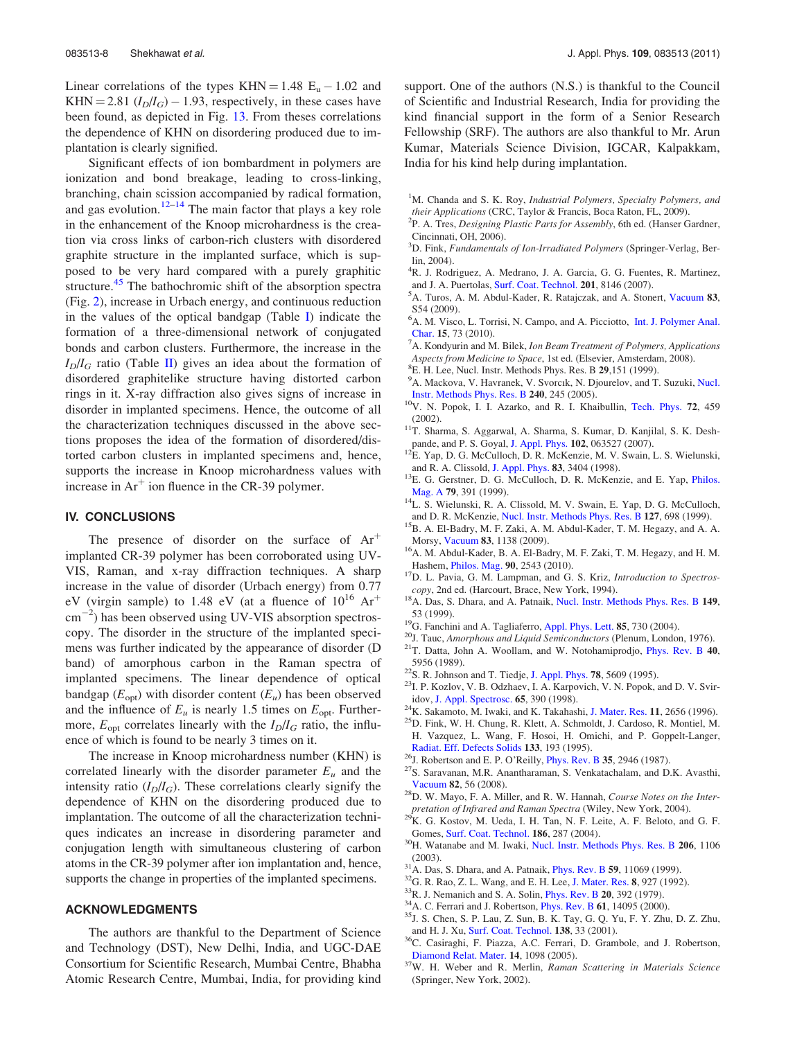Linear correlations of the types KHN = 1.48 $E_u$ − 1.02 and KHN = 2.81 ($I_D/I_G$) − 1.93, respectively, in these cases have been found, as depicted in Fig. 13. From theses correlations the dependence of KHN on disordering produced due to implantation is clearly signified.

Significant effects of ion bombardment in polymers are ionization and bond breakage, leading to cross-linking, branching, chain scission accompanied by radical formation, and gas evolution.[12–14] The main factor that plays a key role in the enhancement of the Knoop microhardness is the creation via cross links of carbon-rich clusters with disordered graphite structure in the implanted surface, which is supposed to be very hard compared with a purely graphitic structure.[45] The bathochromic shift of the absorption spectra (Fig. 2), increase in Urbach energy, and continuous reduction in the values of the optical bandgap (Table I) indicate the formation of a three-dimensional network of conjugated bonds and carbon clusters. Furthermore, the increase in the $I_D/I_G$ ratio (Table II) gives an idea about the formation of disordered graphitelike structure having distorted carbon rings in it. X-ray diffraction also gives signs of increase in disorder in implanted specimens. Hence, the outcome of all the characterization techniques discussed in the above sections proposes the idea of the formation of disordered/distorted carbon clusters in implanted specimens and, hence, supports the increase in Knoop microhardness values with increase in $Ar^+$ ion fluence in the CR-39 polymer.

## IV. CONCLUSIONS

The presence of disorder on the surface of $Ar^+$ implanted CR-39 polymer has been corroborated using UV-VIS, Raman, and x-ray diffraction techniques. A sharp increase in the value of disorder (Urbach energy) from 0.77 eV (virgin sample) to 1.48 eV (at a fluence of $10^{16}$ $Ar^+$ $cm^{-2}$) has been observed using UV-VIS absorption spectroscopy. The disorder in the structure of the implanted specimens was further indicated by the appearance of disorder (D band) of amorphous carbon in the Raman spectra of implanted specimens. The linear dependence of optical bandgap ($E_{opt}$) with disorder content ($E_u$) has been observed and the influence of $E_u$ is nearly 1.5 times on $E_{opt}$. Furthermore, $E_{opt}$ correlates linearly with the $I_D/I_G$ ratio, the influence of which is found to be nearly 3 times on it.

The increase in Knoop microhardness number (KHN) is correlated linearly with the disorder parameter $E_u$ and the intensity ratio ($I_D/I_G$). These correlations clearly signify the dependence of KHN on the disordering produced due to implantation. The outcome of all the characterization techniques indicates an increase in disordering parameter and conjugation length with simultaneous clustering of carbon atoms in the CR-39 polymer after ion implantation and, hence, supports the change in properties of the implanted specimens.

## ACKNOWLEDGMENTS

The authors are thankful to the Department of Science and Technology (DST), New Delhi, India, and UGC-DAE Consortium for Scientific Research, Mumbai Centre, Bhabha Atomic Research Centre, Mumbai, India, for providing kind support. One of the authors (N.S.) is thankful to the Council of Scientific and Industrial Research, India for providing the kind financial support in the form of a Senior Research Fellowship (SRF). The authors are also thankful to Mr. Arun Kumar, Materials Science Division, IGCAR, Kalpakkam, India for his kind help during implantation.

[1] M. Chanda and S. K. Roy, *Industrial Polymers, Specialty Polymers, and their Applications* (CRC, Taylor & Francis, Boca Raton, FL, 2009).
[2] P. A. Tres, *Designing Plastic Parts for Assembly*, 6th ed. (Hanser Gardner, Cincinnati, OH, 2006).
[3] D. Fink, *Fundamentals of Ion-Irradiated Polymers* (Springer-Verlag, Berlin, 2004).
[4] R. J. Rodriguez, A. Medrano, J. A. Garcia, G. G. Fuentes, R. Martinez, and J. A. Puertolas, Surf. Coat. Technol. **201**, 8146 (2007).
[5] A. Turos, A. M. Abdul-Kader, R. Ratajczak, and A. Stonert, Vacuum **83**, S54 (2009).
[6] A. M. Visco, L. Torrisi, N. Campo, and A. Picciotto, Int. J. Polymer Anal. Char. **15**, 73 (2010).
[7] A. Kondyurin and M. Bilek, *Ion Beam Treatment of Polymers, Applications Aspects from Medicine to Space*, 1st ed. (Elsevier, Amsterdam, 2008).
[8] E. H. Lee, Nucl. Instr. Methods Phys. Res. B **29**,151 (1999).
[9] A. Mackova, V. Havranek, V. Svorcık, N. Djourelov, and T. Suzuki, Nucl. Instr. Methods Phys. Res. B **240**, 245 (2005).
[10] V. N. Popok, I. I. Azarko, and R. I. Khaibullin, Tech. Phys. **72**, 459 (2002).
[11] T. Sharma, S. Aggarwal, A. Sharma, S. Kumar, D. Kanjilal, S. K. Deshpande, and P. S. Goyal, J. Appl. Phys. **102**, 063527 (2007).
[12] E. Yap, D. G. McCulloch, D. R. McKenzie, M. V. Swain, L. S. Wielunski, and R. A. Clissold, J. Appl. Phys. **83**, 3404 (1998).
[13] E. G. Gerstner, D. G. McCulloch, D. R. McKenzie, and E. Yap, Philos. Mag. A **79**, 391 (1999).
[14] L. S. Wielunski, R. A. Clissold, M. V. Swain, E. Yap, D. G. McCulloch, and D. R. McKenzie, Nucl. Instr. Methods Phys. Res. B **127**, 698 (1999).
[15] B. A. El-Badry, M. F. Zaki, A. M. Abdul-Kader, T. M. Hegazy, and A. A. Morsy, Vacuum **83**, 1138 (2009).
[16] A. M. Abdul-Kader, B. A. El-Badry, M. F. Zaki, T. M. Hegazy, and H. M. Hashem, Philos. Mag. **90**, 2543 (2010).
[17] D. L. Pavia, G. M. Lampman, and G. S. Kriz, *Introduction to Spectroscopy*, 2nd ed. (Harcourt, Brace, New York, 1994).
[18] A. Das, S. Dhara, and A. Patnaik, Nucl. Instr. Methods Phys. Res. B **149**, 53 (1999).
[19] G. Fanchini and A. Tagliaferro, Appl. Phys. Lett. **85**, 730 (2004).
[20] J. Tauc, *Amorphous and Liquid Semiconductors* (Plenum, London, 1976).
[21] T. Datta, John A. Woollam, and W. Notohamiprodjo, Phys. Rev. B **40**, 5956 (1989).
[22] S. R. Johnson and T. Tiedje, J. Appl. Phys. **78**, 5609 (1995).
[23] I. P. Kozlov, V. B. Odzhaev, I. A. Karpovich, V. N. Popok, and D. V. Sviridov, J. Appl. Spectrosc. **65**, 390 (1998).
[24] K. Sakamoto, M. Iwaki, and K. Takahashi, J. Mater. Res. **11**, 2656 (1996).
[25] D. Fink, W. H. Chung, R. Klett, A. Schmoldt, J. Cardoso, R. Montiel, M. H. Vazquez, L. Wang, F. Hosoi, H. Omichi, and P. Goppelt-Langer, Radiat. Eff. Defects Solids **133**, 193 (1995).
[26] J. Robertson and E. P. O'Reilly, Phys. Rev. B **35**, 2946 (1987).
[27] S. Saravanan, M.R. Anantharaman, S. Venkatachalam, and D.K. Avasthi, Vacuum **82**, 56 (2008).
[28] D. W. Mayo, F. A. Miller, and R. W. Hannah, *Course Notes on the Interpretation of Infrared and Raman Spectra* (Wiley, New York, 2004).
[29] K. G. Kostov, M. Ueda, I. H. Tan, N. F. Leite, A. F. Beloto, and G. F. Gomes, Surf. Coat. Technol. **186**, 287 (2004).
[30] H. Watanabe and M. Iwaki, Nucl. Instr. Methods Phys. Res. B **206**, 1106 (2003).
[31] A. Das, S. Dhara, and A. Patnaik, Phys. Rev. B **59**, 11069 (1999).
[32] G. R. Rao, Z. L. Wang, and E. H. Lee, J. Mater. Res. **8**, 927 (1992).
[33] R. J. Nemanich and S. A. Solin, Phys. Rev. B **20**, 392 (1979).
[34] A. C. Ferrari and J. Robertson, Phys. Rev. B **61**, 14095 (2000).
[35] J. S. Chen, S. P. Lau, Z. Sun, B. K. Tay, G. Q. Yu, F. Y. Zhu, D. Z. Zhu, and H. J. Xu, Surf. Coat. Technol. **138**, 33 (2001).
[36] C. Casiraghi, F. Piazza, A.C. Ferrari, D. Grambole, and J. Robertson, Diamond Relat. Mater. **14**, 1098 (2005).
[37] W. H. Weber and R. Merlin, *Raman Scattering in Materials Science* (Springer, New York, 2002).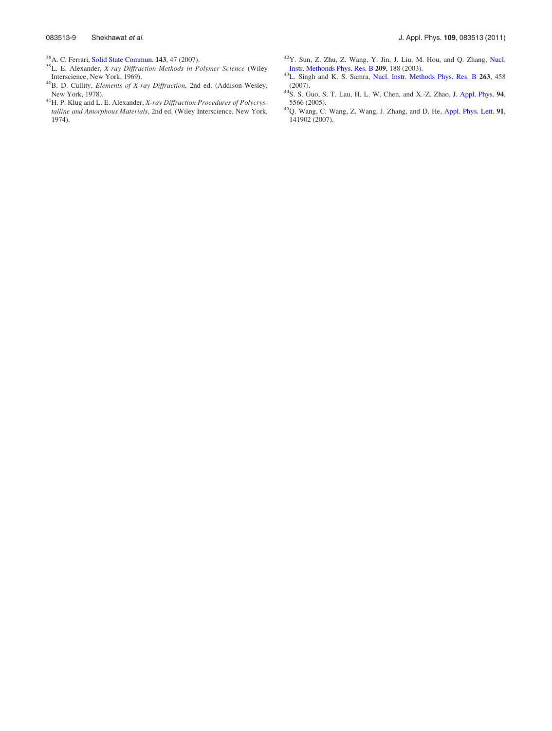[38] A. C. Ferrari, Solid State Commun. **143**, 47 (2007).

[39] L. E. Alexander, *X-ray Diffraction Methods in Polymer Science* (Wiley Interscience, New York, 1969).

[40] B. D. Cullity, *Elements of X-ray Diffraction*, 2nd ed. (Addison-Wesley, New York, 1978).

[41] H. P. Klug and L. E. Alexander, *X-ray Diffraction Procedures of Polycrystalline and Amorphous Materials*, 2nd ed. (Wiley Interscience, New York, 1974).

[42] Y. Sun, Z. Zhu, Z. Wang, Y. Jin, J. Liu, M. Hou, and Q. Zhang, Nucl. Instr. Methonds Phys. Res. B **209**, 188 (2003).

[43] L. Singh and K. S. Samra, Nucl. Instr. Methods Phys. Res. B **263**, 458 (2007).

[44] S. S. Guo, S. T. Lau, H. L. W. Chen, and X.-Z. Zhao, J. Appl. Phys. **94**, 5566 (2005).

[45] Q. Wang, C. Wang, Z. Wang, J. Zhang, and D. He, Appl. Phys. Lett. **91**, 141902 (2007).